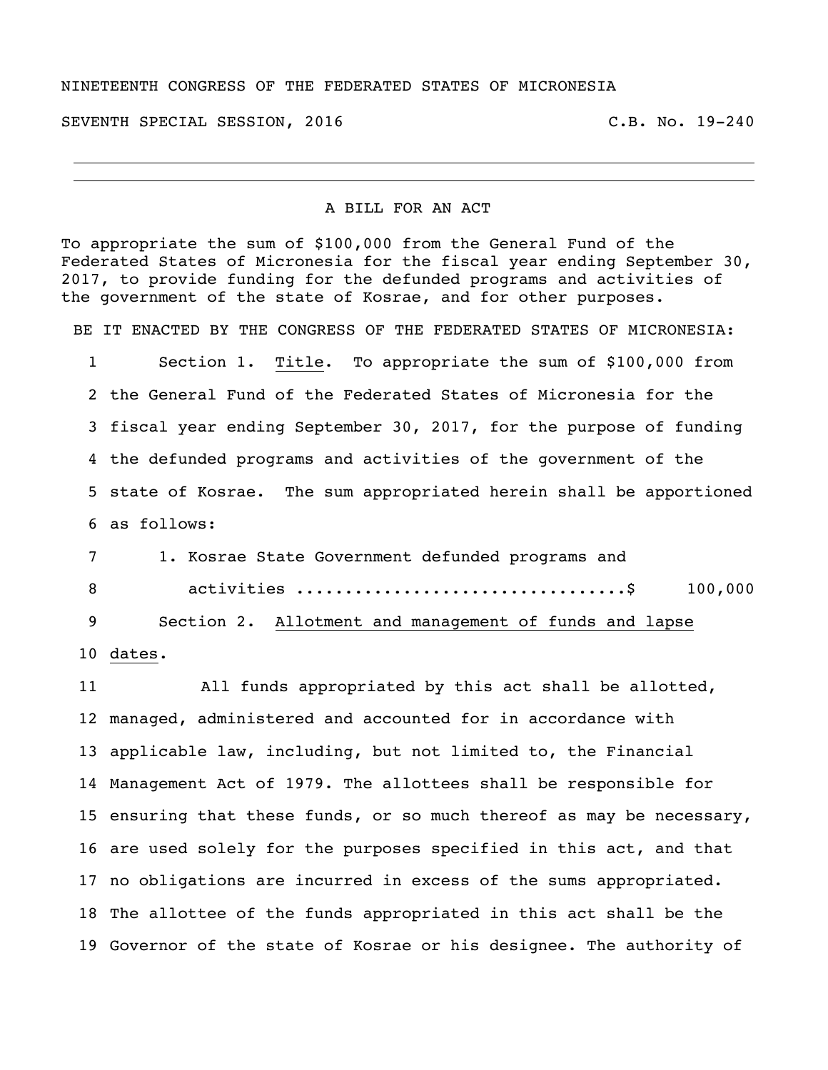NINETEENTH CONGRESS OF THE FEDERATED STATES OF MICRONESIA

SEVENTH SPECIAL SESSION, 2016 C.B. No. 19-240

---

A BILL FOR AN ACT

To appropriate the sum of $100,000 from the General Fund of the Federated States of Micronesia for the fiscal year ending September 30, 2017, to provide funding for the defunded programs and activities of the government of the state of Kosrae, and for other purposes.

BE IT ENACTED BY THE CONGRESS OF THE FEDERATED STATES OF MICRONESIA:

1 Section 1. Title. To appropriate the sum of $100,000 from
2 the General Fund of the Federated States of Micronesia for the
3 fiscal year ending September 30, 2017, for the purpose of funding
4 the defunded programs and activities of the government of the
5 state of Kosrae. The sum appropriated herein shall be apportioned
6 as follows:

7 1. Kosrae State Government defunded programs and
8 activities ...............................$ 100,000

9 Section 2. Allotment and management of funds and lapse
10 dates.

11 All funds appropriated by this act shall be allotted,
12 managed, administered and accounted for in accordance with
13 applicable law, including, but not limited to, the Financial
14 Management Act of 1979. The allottees shall be responsible for
15 ensuring that these funds, or so much thereof as may be necessary,
16 are used solely for the purposes specified in this act, and that
17 no obligations are incurred in excess of the sums appropriated.
18 The allottee of the funds appropriated in this act shall be the
19 Governor of the state of Kosrae or his designee. The authority of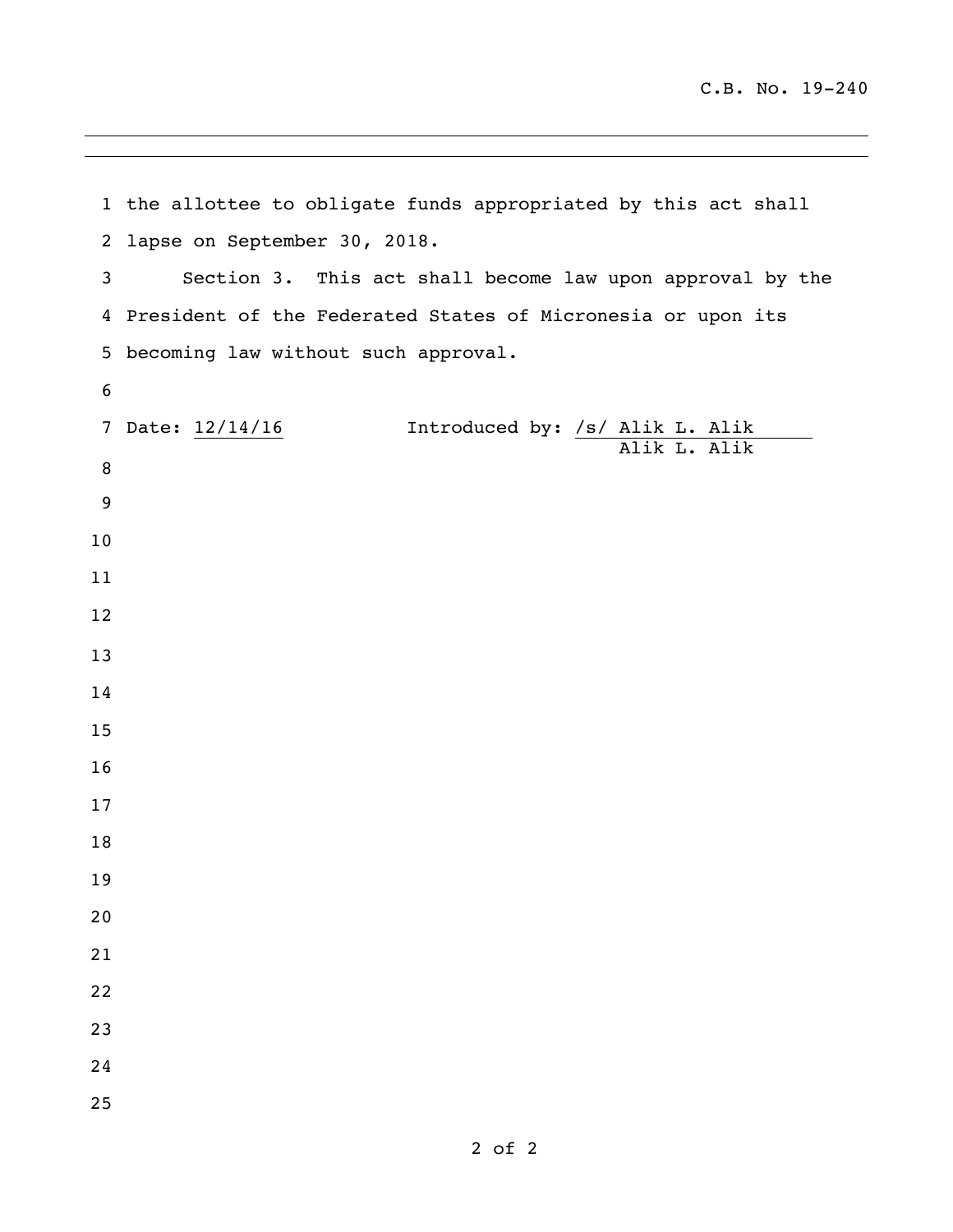the allottee to obligate funds appropriated by this act shall lapse on September 30, 2018.

Section 3. This act shall become law upon approval by the President of the Federated States of Micronesia or upon its becoming law without such approval.

Date: 12/14/16 Introduced by: /s/ Alik L. Alik

Alik L. Alik